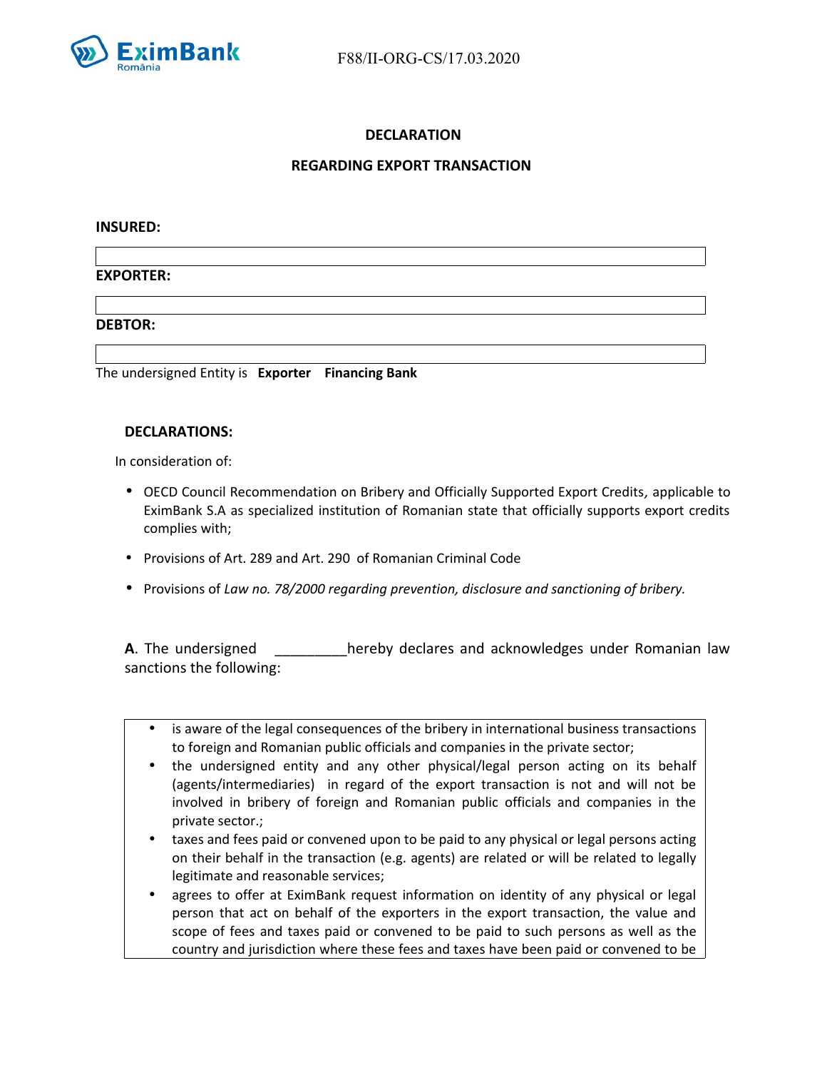F88/II-ORG-CS/17.03.2020

## DECLARATION

## REGARDING EXPORT TRANSACTION

**INSURED:**

| |
|---|

**EXPORTER:**

| |
|---|

**DEBTOR:**

| |
|---|

The undersigned Entity is **Exporter** **Financing Bank**

### DECLARATIONS:

In consideration of:

- OECD Council Recommendation on Bribery and Officially Supported Export Credits, applicable to ExinBank S.A as specialized institution of Romanian state that officially supports export credits complies with;
- Provisions of Art. 289 and Art. 290 of Romanian Criminal Code
- Provisions of *Law no. 78/2000 regarding prevention, disclosure and sanctioning of bribery.*

**A**. The undersigned _________hereby declares and acknowledges under Romanian law sanctions the following:

- is aware of the legal consequences of the bribery in international business transactions to foreign and Romanian public officials and companies in the private sector;
- the undersigned entity and any other physical/legal person acting on its behalf (agents/intermediaries) in regard of the export transaction is not and will not be involved in bribery of foreign and Romanian public officials and companies in the private sector.;
- taxes and fees paid or convened upon to be paid to any physical or legal persons acting on their behalf in the transaction (e.g. agents) are related or will be related to legally legitimate and reasonable services;
- agrees to offer at EximBank request information on identity of any physical or legal person that act on behalf of the exporters in the export transaction, the value and scope of fees and taxes paid or convened to be paid to such persons as well as the country and jurisdiction where these fees and taxes have been paid or convened to be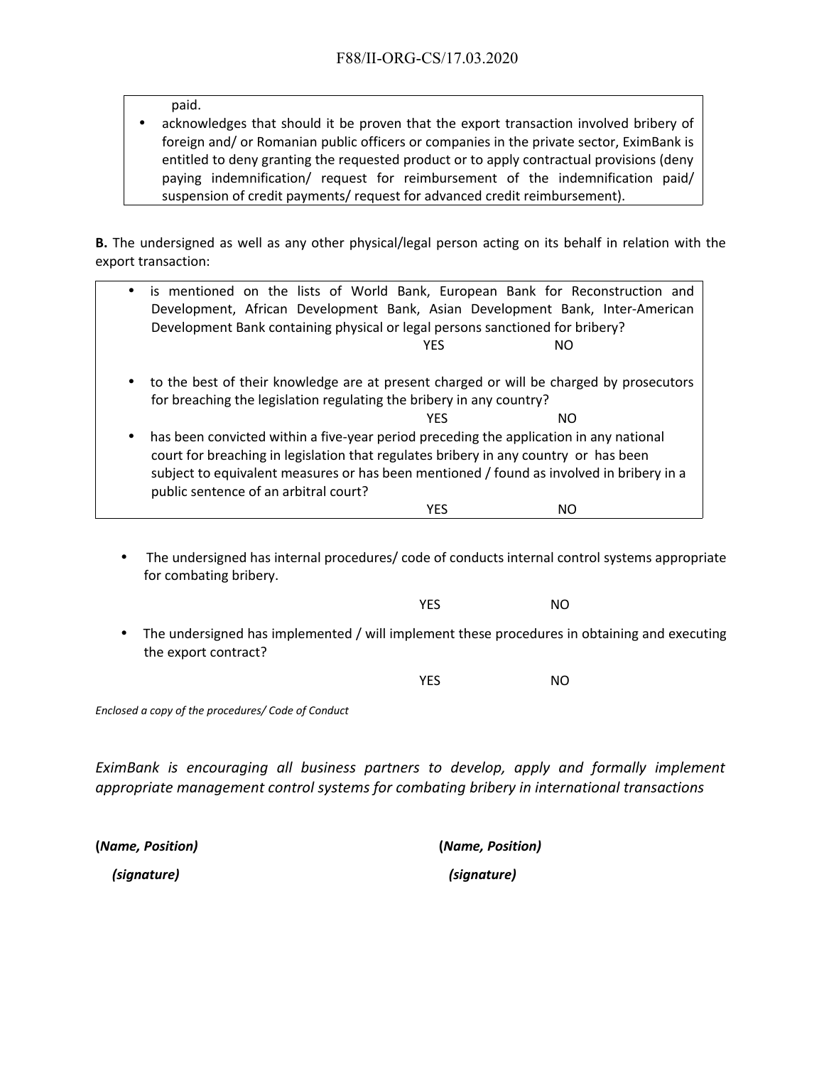paid.

- acknowledges that should it be proven that the export transaction involved bribery of foreign and/ or Romanian public officers or companies in the private sector, EximBank is entitled to deny granting the requested product or to apply contractual provisions (deny paying indemnification/ request for reimbursement of the indemnification paid/ suspension of credit payments/ request for advanced credit reimbursement).

**B.** The undersigned as well as any other physical/legal person acting on its behalf in relation with the export transaction:

- is mentioned on the lists of World Bank, European Bank for Reconstruction and Development, African Development Bank, Asian Development Bank, Inter-American Development Bank containing physical or legal persons sanctioned for bribery?

  YES NO

- to the best of their knowledge are at present charged or will be charged by prosecutors for breaching the legislation regulating the bribery in any country?

  YES NO

- has been convicted within a five-year period preceding the application in any national court for breaching in legislation that regulates bribery in any country or has been subject to equivalent measures or has been mentioned / found as involved in bribery in a public sentence of an arbitral court?

  YES NO

- The undersigned has internal procedures/ code of conducts internal control systems appropriate for combating bribery.

  YES NO

- The undersigned has implemented / will implement these procedures in obtaining and executing the export contract?

  YES NO

*Enclosed a copy of the procedures/ Code of Conduct*

*EximBank is encouraging all business partners to develop, apply and formally implement appropriate management control systems for combating bribery in international transactions*

**(*Name, Position*)**

***(signature)***

**(*Name, Position*)**

***(signature)***